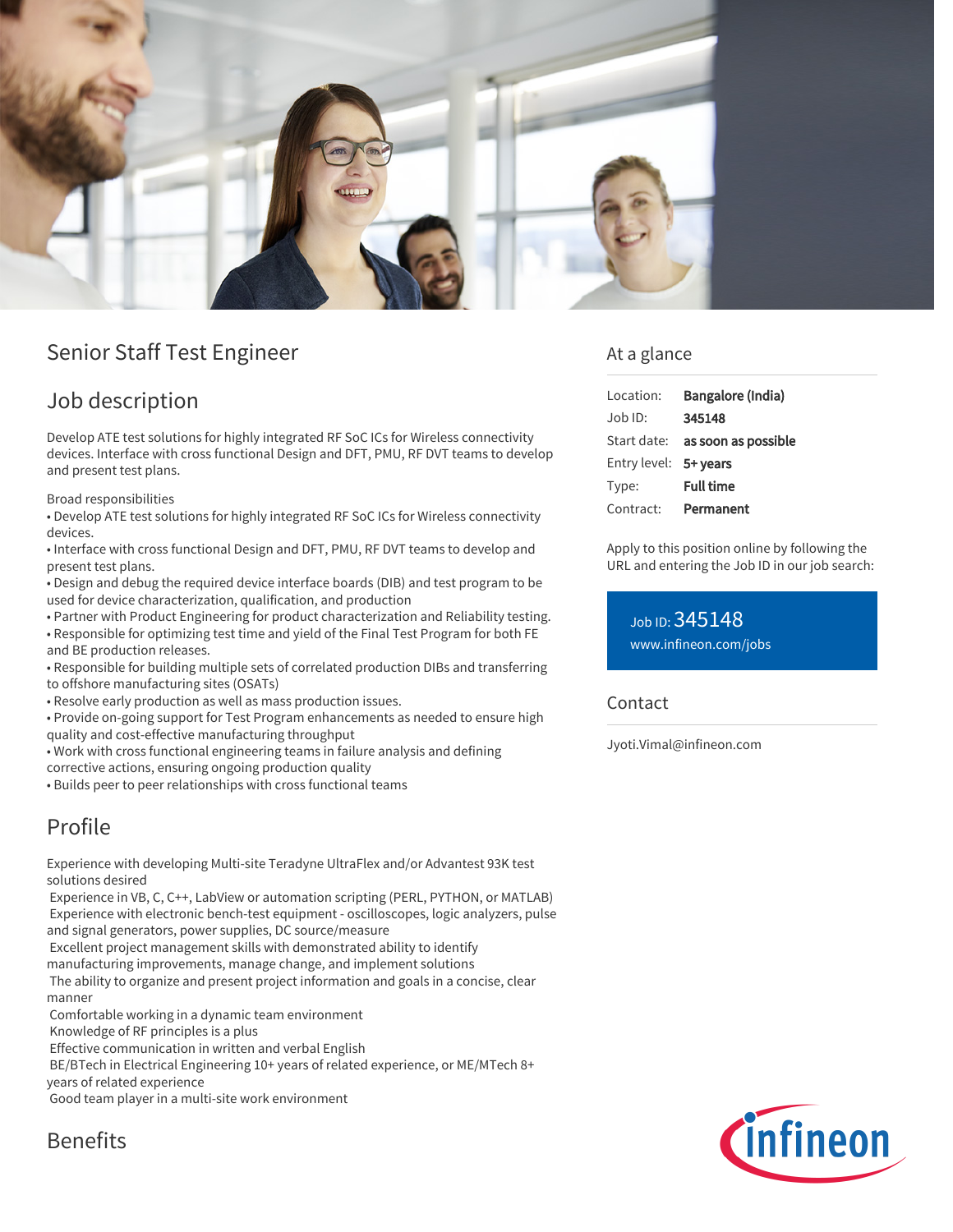# Senior Staff Test Engineer

## Job description

Develop ATE test solutions for highly integrated RF SoC ICs for Wireless connectivity devices. Interface with cross functional Design and DFT, PMU, RF DVT teams to develop and present test plans.

Broad responsibilities

- Develop ATE test solutions for highly integrated RF SoC ICs for Wireless connectivity devices.
- Interface with cross functional Design and DFT, PMU, RF DVT teams to develop and present test plans.
- Design and debug the required device interface boards (DIB) and test program to be used for device characterization, qualification, and production
- Partner with Product Engineering for product characterization and Reliability testing.
- Responsible for optimizing test time and yield of the Final Test Program for both FE and BE production releases.
- Responsible for building multiple sets of correlated production DIBs and transferring to offshore manufacturing sites (OSATs)
- Resolve early production as well as mass production issues.
- Provide on-going support for Test Program enhancements as needed to ensure high quality and cost-effective manufacturing throughput
- Work with cross functional engineering teams in failure analysis and defining corrective actions, ensuring ongoing production quality
- Builds peer to peer relationships with cross functional teams

## Profile

Experience with developing Multi-site Teradyne UltraFlex and/or Advantest 93K test solutions desired

Experience in VB, C, C++, LabView or automation scripting (PERL, PYTHON, or MATLAB)

Experience with electronic bench-test equipment - oscilloscopes, logic analyzers, pulse and signal generators, power supplies, DC source/measure

Excellent project management skills with demonstrated ability to identify manufacturing improvements, manage change, and implement solutions

The ability to organize and present project information and goals in a concise, clear manner

Comfortable working in a dynamic team environment

Knowledge of RF principles is a plus

Effective communication in written and verbal English

BE/BTech in Electrical Engineering 10+ years of related experience, or ME/MTech 8+ years of related experience

Good team player in a multi-site work environment

## Benefits

## At a glance

| | |
|---|---|
| Location: | **Bangalore (India)** |
| Job ID: | **345148** |
| Start date: | **as soon as possible** |
| Entry level: | **5+ years** |
| Type: | **Full time** |
| Contract: | **Permanent** |

Apply to this position online by following the URL and entering the Job ID in our job search:

Job ID: 345148
www.infineon.com/jobs

## Contact

Jyoti.Vimal@infineon.com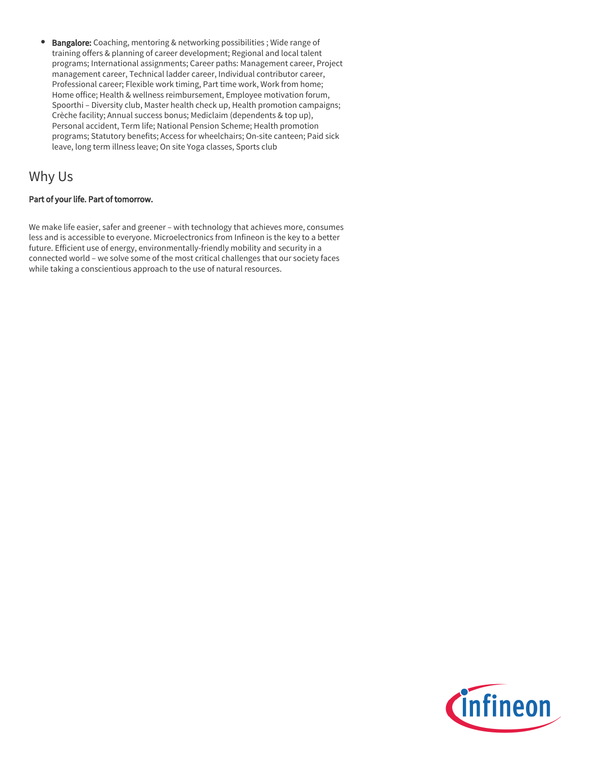- **Bangalore:** Coaching, mentoring & networking possibilities ; Wide range of training offers & planning of career development; Regional and local talent programs; International assignments; Career paths: Management career, Project management career, Technical ladder career, Individual contributor career, Professional career; Flexible work timing, Part time work, Work from home; Home office; Health & wellness reimbursement, Employee motivation forum, Spoorthi – Diversity club, Master health check up, Health promotion campaigns; Crèche facility; Annual success bonus; Mediclaim (dependents & top up), Personal accident, Term life; National Pension Scheme; Health promotion programs; Statutory benefits; Access for wheelchairs; On-site canteen; Paid sick leave, long term illness leave; On site Yoga classes, Sports club

## Why Us

**Part of your life. Part of tomorrow.**

We make life easier, safer and greener – with technology that achieves more, consumes less and is accessible to everyone. Microelectronics from Infineon is the key to a better future. Efficient use of energy, environmentally-friendly mobility and security in a connected world – we solve some of the most critical challenges that our society faces while taking a conscientious approach to the use of natural resources.